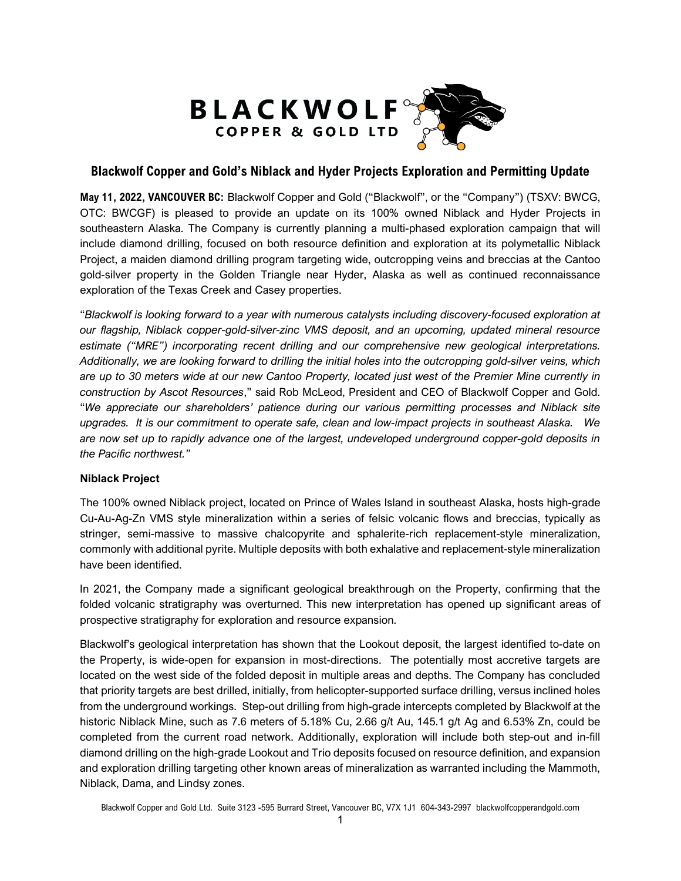# Blackwolf Copper and Gold's Niblack and Hyder Projects Exploration and Permitting Update

**May 11, 2022, VANCOUVER BC:** Blackwolf Copper and Gold ("Blackwolf", or the "Company") (TSXV: BWCG, OTC: BWCGF) is pleased to provide an update on its 100% owned Niblack and Hyder Projects in southeastern Alaska. The Company is currently planning a multi-phased exploration campaign that will include diamond drilling, focused on both resource definition and exploration at its polymetallic Niblack Project, a maiden diamond drilling program targeting wide, outcropping veins and breccias at the Cantoo gold-silver property in the Golden Triangle near Hyder, Alaska as well as continued reconnaissance exploration of the Texas Creek and Casey properties.

"*Blackwolf is looking forward to a year with numerous catalysts including discovery-focused exploration at our flagship, Niblack copper-gold-silver-zinc VMS deposit, and an upcoming, updated mineral resource estimate ("MRE") incorporating recent drilling and our comprehensive new geological interpretations. Additionally, we are looking forward to drilling the initial holes into the outcropping gold-silver veins, which are up to 30 meters wide at our new Cantoo Property, located just west of the Premier Mine currently in construction by Ascot Resources*," said Rob McLeod, President and CEO of Blackwolf Copper and Gold. "*We appreciate our shareholders' patience during our various permitting processes and Niblack site upgrades. It is our commitment to operate safe, clean and low-impact projects in southeast Alaska. We are now set up to rapidly advance one of the largest, undeveloped underground copper-gold deposits in the Pacific northwest.*"

**Niblack Project**

The 100% owned Niblack project, located on Prince of Wales Island in southeast Alaska, hosts high-grade Cu-Au-Ag-Zn VMS style mineralization within a series of felsic volcanic flows and breccias, typically as stringer, semi-massive to massive chalcopyrite and sphalerite-rich replacement-style mineralization, commonly with additional pyrite. Multiple deposits with both exhalative and replacement-style mineralization have been identified.

In 2021, the Company made a significant geological breakthrough on the Property, confirming that the folded volcanic stratigraphy was overturned. This new interpretation has opened up significant areas of prospective stratigraphy for exploration and resource expansion.

Blackwolf's geological interpretation has shown that the Lookout deposit, the largest identified to-date on the Property, is wide-open for expansion in most-directions. The potentially most accretive targets are located on the west side of the folded deposit in multiple areas and depths. The Company has concluded that priority targets are best drilled, initially, from helicopter-supported surface drilling, versus inclined holes from the underground workings. Step-out drilling from high-grade intercepts completed by Blackwolf at the historic Niblack Mine, such as 7.6 meters of 5.18% Cu, 2.66 g/t Au, 145.1 g/t Ag and 6.53% Zn, could be completed from the current road network. Additionally, exploration will include both step-out and in-fill diamond drilling on the high-grade Lookout and Trio deposits focused on resource definition, and expansion and exploration drilling targeting other known areas of mineralization as warranted including the Mammoth, Niblack, Dama, and Lindsy zones.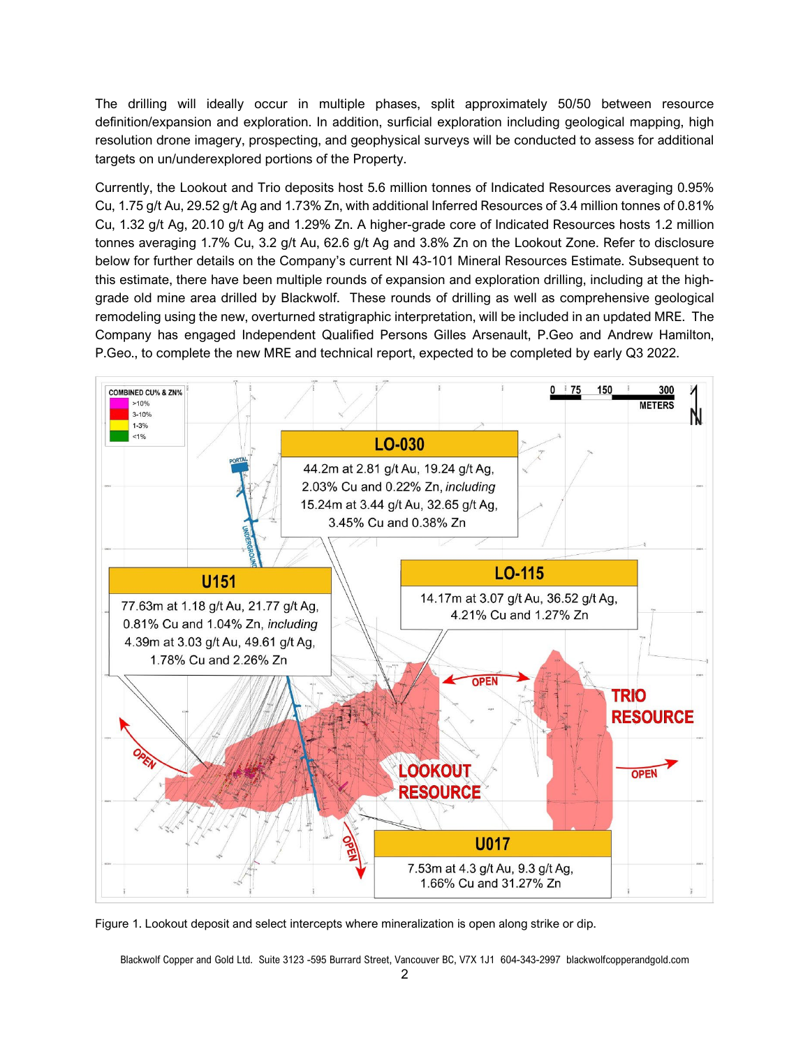The drilling will ideally occur in multiple phases, split approximately 50/50 between resource definition/expansion and exploration. In addition, surficial exploration including geological mapping, high resolution drone imagery, prospecting, and geophysical surveys will be conducted to assess for additional targets on un/underexplored portions of the Property.

Currently, the Lookout and Trio deposits host 5.6 million tonnes of Indicated Resources averaging 0.95% Cu, 1.75 g/t Au, 29.52 g/t Ag and 1.73% Zn, with additional Inferred Resources of 3.4 million tonnes of 0.81% Cu, 1.32 g/t Ag, 20.10 g/t Ag and 1.29% Zn. A higher-grade core of Indicated Resources hosts 1.2 million tonnes averaging 1.7% Cu, 3.2 g/t Au, 62.6 g/t Ag and 3.8% Zn on the Lookout Zone. Refer to disclosure below for further details on the Company's current NI 43-101 Mineral Resources Estimate. Subsequent to this estimate, there have been multiple rounds of expansion and exploration drilling, including at the high-grade old mine area drilled by Blackwolf. These rounds of drilling as well as comprehensive geological remodeling using the new, overturned stratigraphic interpretation, will be included in an updated MRE. The Company has engaged Independent Qualified Persons Gilles Arsenault, P.Geo and Andrew Hamilton, P.Geo., to complete the new MRE and technical report, expected to be completed by early Q3 2022.

Figure 1. Lookout deposit and select intercepts where mineralization is open along strike or dip.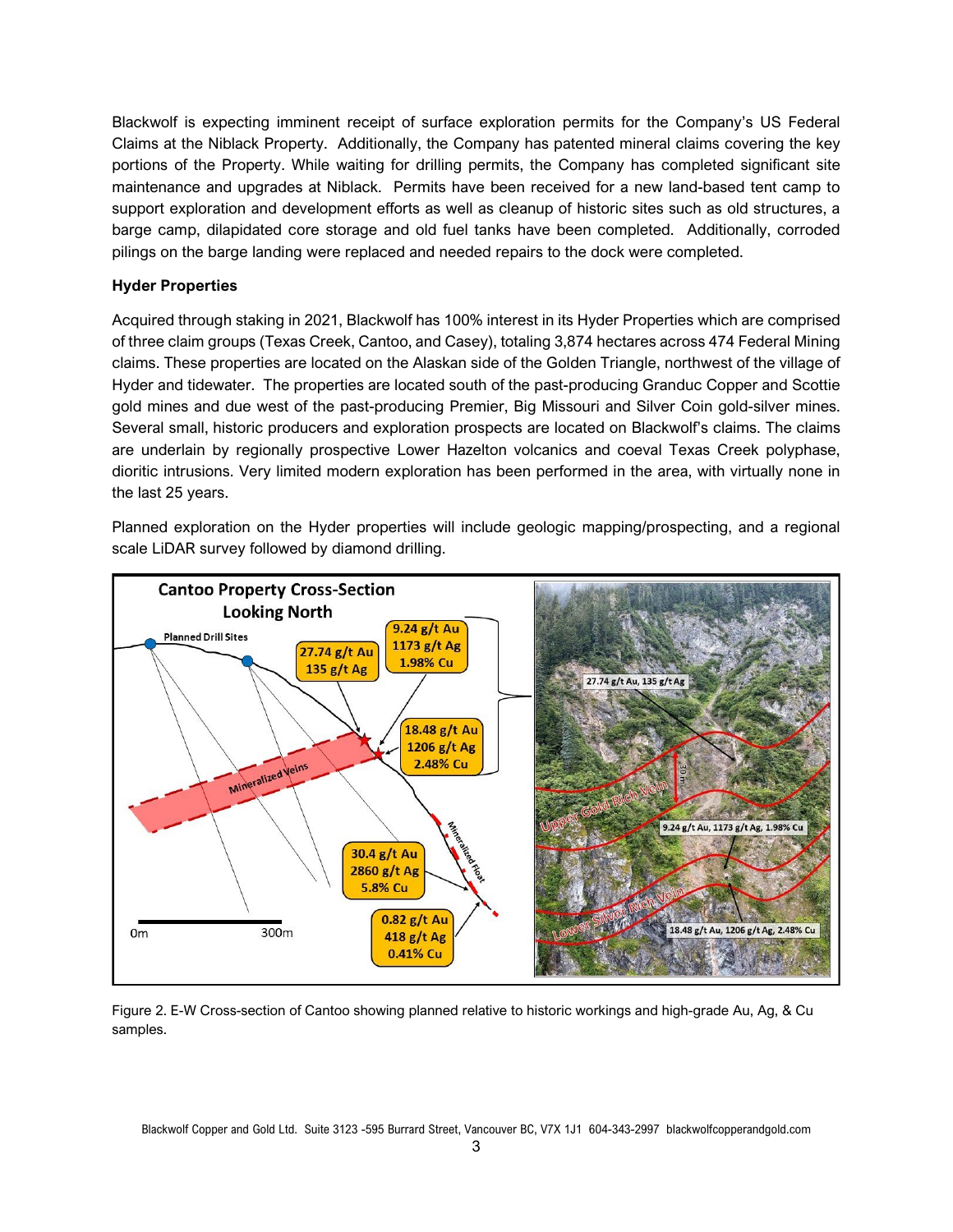Blackwolf is expecting imminent receipt of surface exploration permits for the Company's US Federal Claims at the Niblack Property. Additionally, the Company has patented mineral claims covering the key portions of the Property. While waiting for drilling permits, the Company has completed significant site maintenance and upgrades at Niblack. Permits have been received for a new land-based tent camp to support exploration and development efforts as well as cleanup of historic sites such as old structures, a barge camp, dilapidated core storage and old fuel tanks have been completed. Additionally, corroded pilings on the barge landing were replaced and needed repairs to the dock were completed.

### Hyder Properties

Acquired through staking in 2021, Blackwolf has 100% interest in its Hyder Properties which are comprised of three claim groups (Texas Creek, Cantoo, and Casey), totaling 3,874 hectares across 474 Federal Mining claims. These properties are located on the Alaskan side of the Golden Triangle, northwest of the village of Hyder and tidewater. The properties are located south of the past-producing Granduc Copper and Scottie gold mines and due west of the past-producing Premier, Big Missouri and Silver Coin gold-silver mines. Several small, historic producers and exploration prospects are located on Blackwolf's claims. The claims are underlain by regionally prospective Lower Hazelton volcanics and coeval Texas Creek polyphase, dioritic intrusions. Very limited modern exploration has been performed in the area, with virtually none in the last 25 years.

Planned exploration on the Hyder properties will include geologic mapping/prospecting, and a regional scale LiDAR survey followed by diamond drilling.

Figure 2. E-W Cross-section of Cantoo showing planned relative to historic workings and high-grade Au, Ag, & Cu samples.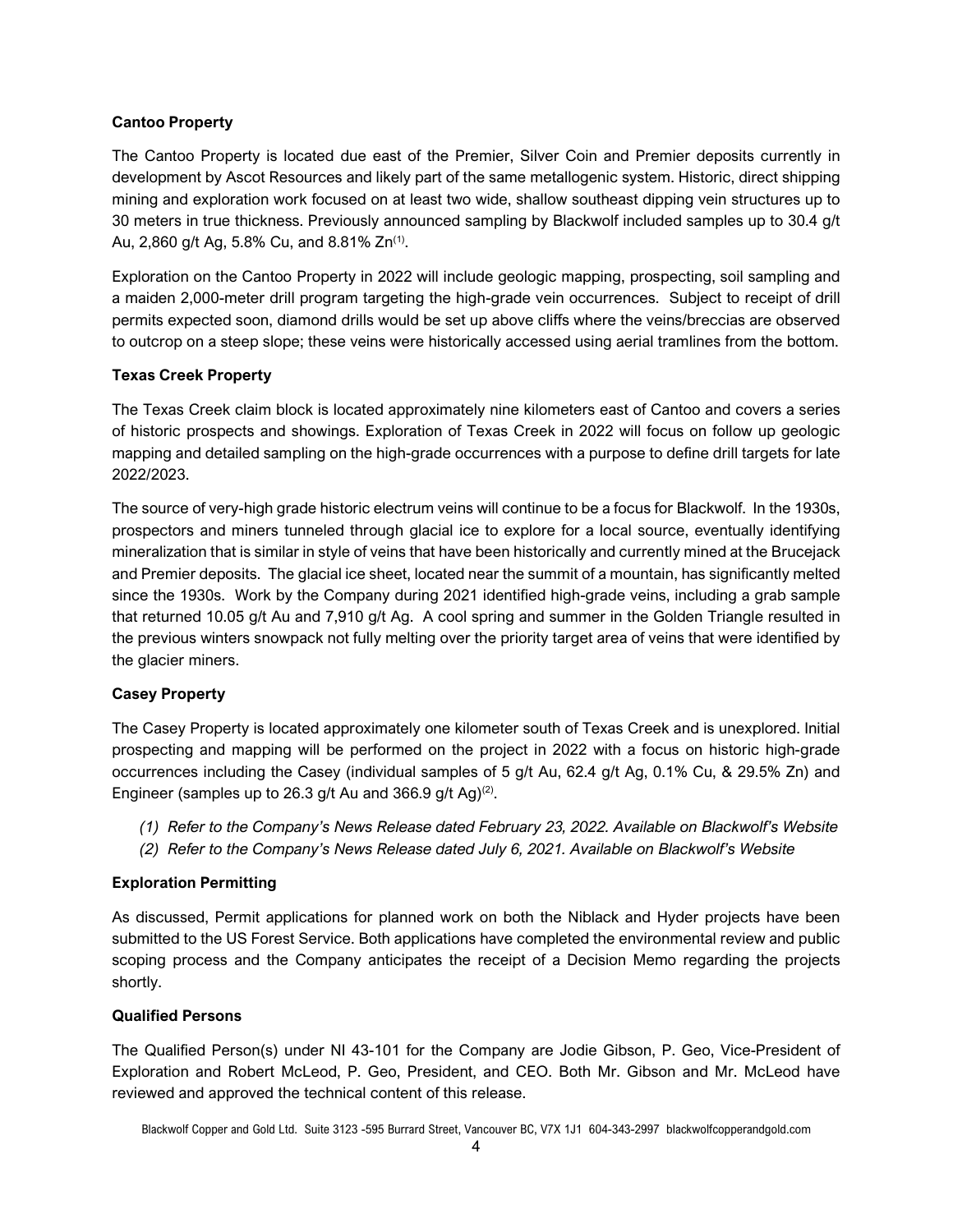**Cantoo Property**

The Cantoo Property is located due east of the Premier, Silver Coin and Premier deposits currently in development by Ascot Resources and likely part of the same metallogenic system. Historic, direct shipping mining and exploration work focused on at least two wide, shallow southeast dipping vein structures up to 30 meters in true thickness. Previously announced sampling by Blackwolf included samples up to 30.4 g/t Au, 2,860 g/t Ag, 5.8% Cu, and 8.81% Zn[(1)].

Exploration on the Cantoo Property in 2022 will include geologic mapping, prospecting, soil sampling and a maiden 2,000-meter drill program targeting the high-grade vein occurrences. Subject to receipt of drill permits expected soon, diamond drills would be set up above cliffs where the veins/breccias are observed to outcrop on a steep slope; these veins were historically accessed using aerial tramlines from the bottom.

**Texas Creek Property**

The Texas Creek claim block is located approximately nine kilometers east of Cantoo and covers a series of historic prospects and showings. Exploration of Texas Creek in 2022 will focus on follow up geologic mapping and detailed sampling on the high-grade occurrences with a purpose to define drill targets for late 2022/2023.

The source of very-high grade historic electrum veins will continue to be a focus for Blackwolf. In the 1930s, prospectors and miners tunneled through glacial ice to explore for a local source, eventually identifying mineralization that is similar in style of veins that have been historically and currently mined at the Brucejack and Premier deposits. The glacial ice sheet, located near the summit of a mountain, has significantly melted since the 1930s. Work by the Company during 2021 identified high-grade veins, including a grab sample that returned 10.05 g/t Au and 7,910 g/t Ag. A cool spring and summer in the Golden Triangle resulted in the previous winters snowpack not fully melting over the priority target area of veins that were identified by the glacier miners.

**Casey Property**

The Casey Property is located approximately one kilometer south of Texas Creek and is unexplored. Initial prospecting and mapping will be performed on the project in 2022 with a focus on historic high-grade occurrences including the Casey (individual samples of 5 g/t Au, 62.4 g/t Ag, 0.1% Cu, & 29.5% Zn) and Engineer (samples up to 26.3 g/t Au and 366.9 g/t Ag)[(2)].

*(1) Refer to the Company's News Release dated February 23, 2022. Available on Blackwolf's Website*
*(2) Refer to the Company's News Release dated July 6, 2021. Available on Blackwolf's Website*

**Exploration Permitting**

As discussed, Permit applications for planned work on both the Niblack and Hyder projects have been submitted to the US Forest Service. Both applications have completed the environmental review and public scoping process and the Company anticipates the receipt of a Decision Memo regarding the projects shortly.

**Qualified Persons**

The Qualified Person(s) under NI 43-101 for the Company are Jodie Gibson, P. Geo, Vice-President of Exploration and Robert McLeod, P. Geo, President, and CEO. Both Mr. Gibson and Mr. McLeod have reviewed and approved the technical content of this release.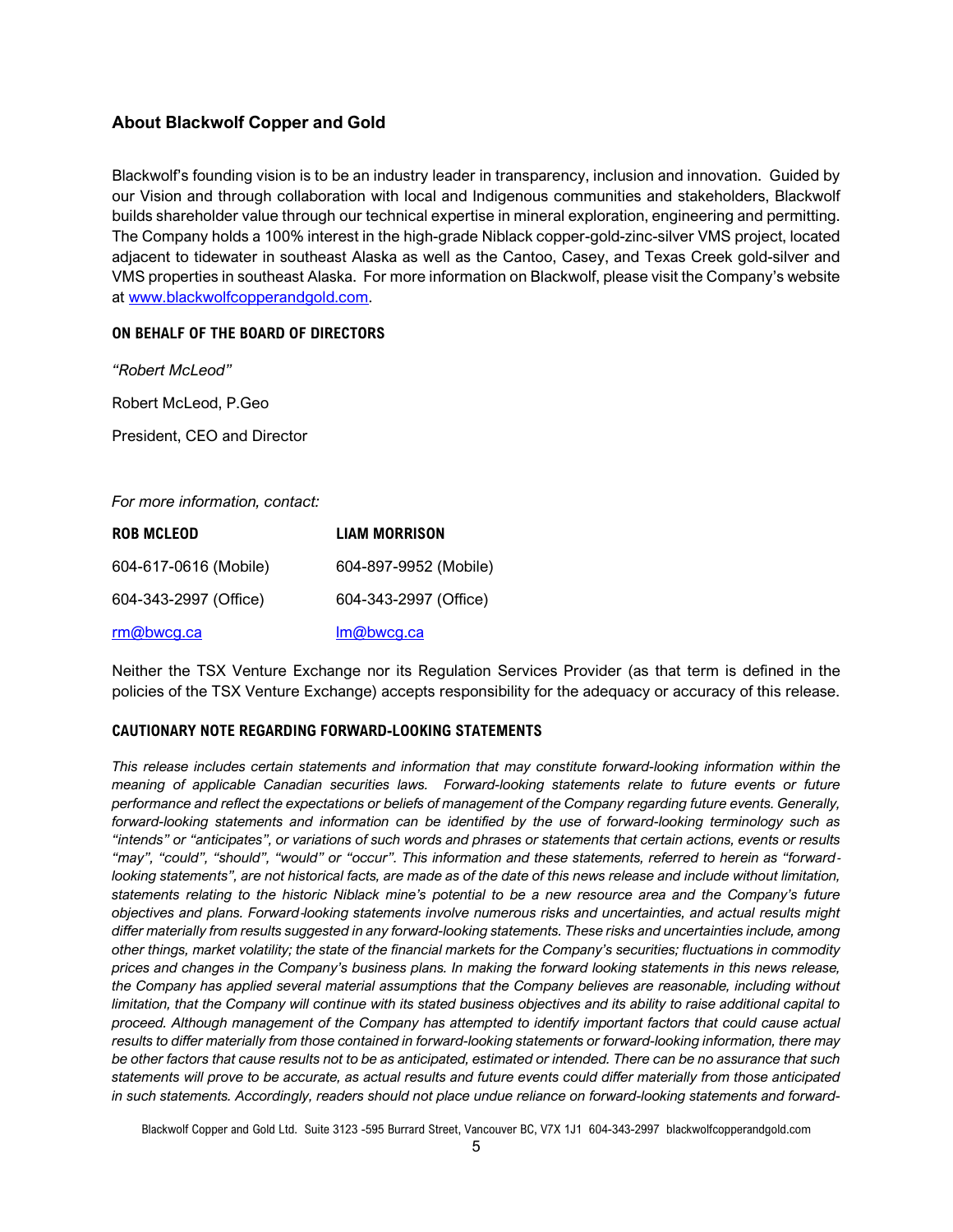## About Blackwolf Copper and Gold

Blackwolf's founding vision is to be an industry leader in transparency, inclusion and innovation. Guided by our Vision and through collaboration with local and Indigenous communities and stakeholders, Blackwolf builds shareholder value through our technical expertise in mineral exploration, engineering and permitting. The Company holds a 100% interest in the high-grade Niblack copper-gold-zinc-silver VMS project, located adjacent to tidewater in southeast Alaska as well as the Cantoo, Casey, and Texas Creek gold-silver and VMS properties in southeast Alaska. For more information on Blackwolf, please visit the Company's website at [www.blackwolfcopperandgold.com](http://www.blackwolfcopperandgold.com).

**ON BEHALF OF THE BOARD OF DIRECTORS**

*"Robert McLeod"*

Robert McLeod, P.Geo

President, CEO and Director

*For more information, contact:*

| **ROB MCLEOD** | **LIAM MORRISON** |
| --- | --- |
| 604-617-0616 (Mobile) | 604-897-9952 (Mobile) |
| 604-343-2997 (Office) | 604-343-2997 (Office) |
| [rm@bwcg.ca](mailto:rm@bwcg.ca) | [lm@bwcg.ca](mailto:lm@bwcg.ca) |

Neither the TSX Venture Exchange nor its Regulation Services Provider (as that term is defined in the policies of the TSX Venture Exchange) accepts responsibility for the adequacy or accuracy of this release.

**CAUTIONARY NOTE REGARDING FORWARD-LOOKING STATEMENTS**

*This release includes certain statements and information that may constitute forward-looking information within the meaning of applicable Canadian securities laws. Forward-looking statements relate to future events or future performance and reflect the expectations or beliefs of management of the Company regarding future events. Generally, forward-looking statements and information can be identified by the use of forward-looking terminology such as "intends" or "anticipates", or variations of such words and phrases or statements that certain actions, events or results "may", "could", "should", "would" or "occur". This information and these statements, referred to herein as "forward-looking statements", are not historical facts, are made as of the date of this news release and include without limitation, statements relating to the historic Niblack mine's potential to be a new resource area and the Company's future objectives and plans. Forward-looking statements involve numerous risks and uncertainties, and actual results might differ materially from results suggested in any forward-looking statements. These risks and uncertainties include, among other things, market volatility; the state of the financial markets for the Company's securities; fluctuations in commodity prices and changes in the Company's business plans. In making the forward looking statements in this news release, the Company has applied several material assumptions that the Company believes are reasonable, including without limitation, that the Company will continue with its stated business objectives and its ability to raise additional capital to proceed. Although management of the Company has attempted to identify important factors that could cause actual results to differ materially from those contained in forward-looking statements or forward-looking information, there may be other factors that cause results not to be as anticipated, estimated or intended. There can be no assurance that such statements will prove to be accurate, as actual results and future events could differ materially from those anticipated in such statements. Accordingly, readers should not place undue reliance on forward-looking statements and forward-*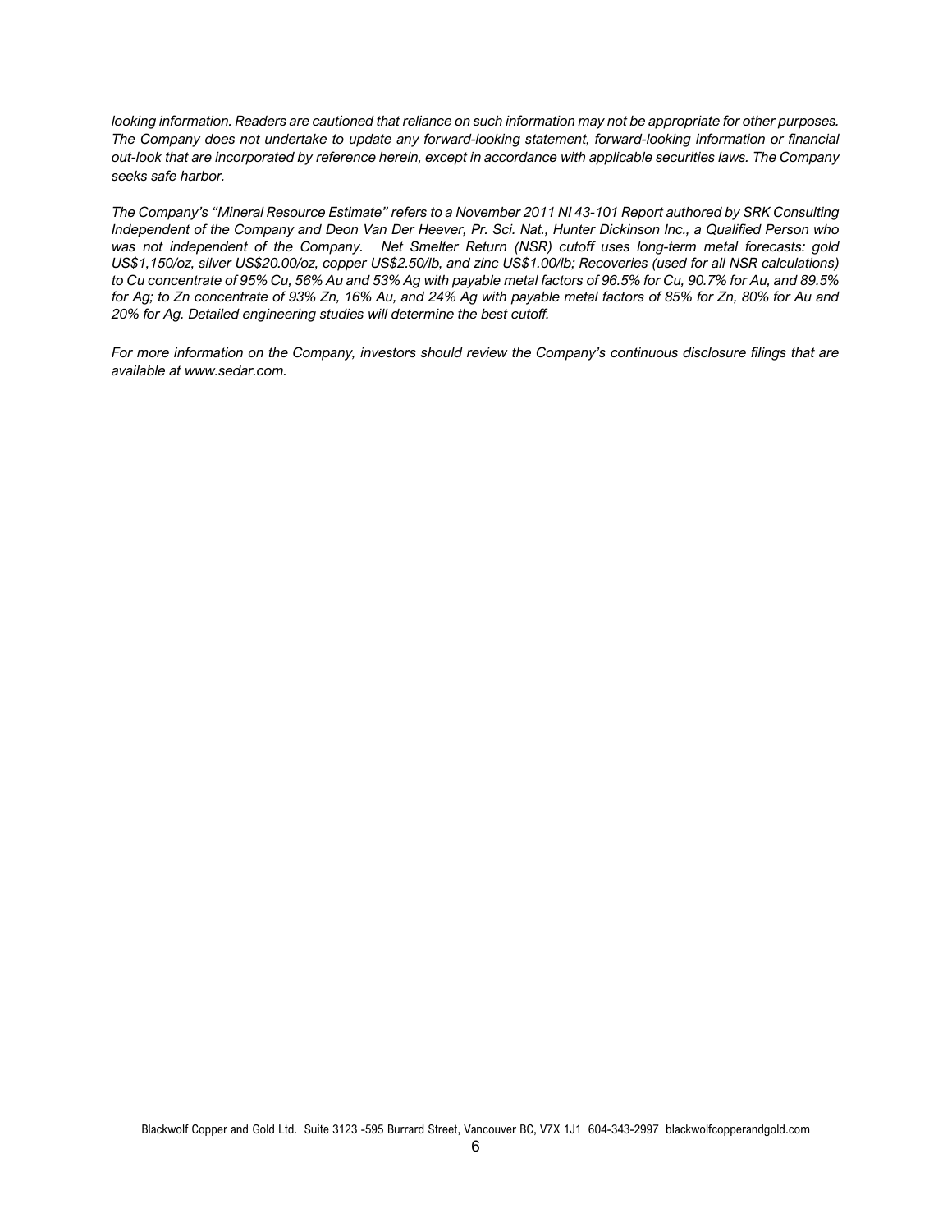*looking information. Readers are cautioned that reliance on such information may not be appropriate for other purposes. The Company does not undertake to update any forward-looking statement, forward-looking information or financial out-look that are incorporated by reference herein, except in accordance with applicable securities laws. The Company seeks safe harbor.*

*The Company's "Mineral Resource Estimate" refers to a November 2011 NI 43-101 Report authored by SRK Consulting Independent of the Company and Deon Van Der Heever, Pr. Sci. Nat., Hunter Dickinson Inc., a Qualified Person who was not independent of the Company. Net Smelter Return (NSR) cutoff uses long-term metal forecasts: gold US$1,150/oz, silver US$20.00/oz, copper US$2.50/lb, and zinc US$1.00/lb; Recoveries (used for all NSR calculations) to Cu concentrate of 95% Cu, 56% Au and 53% Ag with payable metal factors of 96.5% for Cu, 90.7% for Au, and 89.5% for Ag; to Zn concentrate of 93% Zn, 16% Au, and 24% Ag with payable metal factors of 85% for Zn, 80% for Au and 20% for Ag. Detailed engineering studies will determine the best cutoff.*

*For more information on the Company, investors should review the Company's continuous disclosure filings that are available at www.sedar.com.*